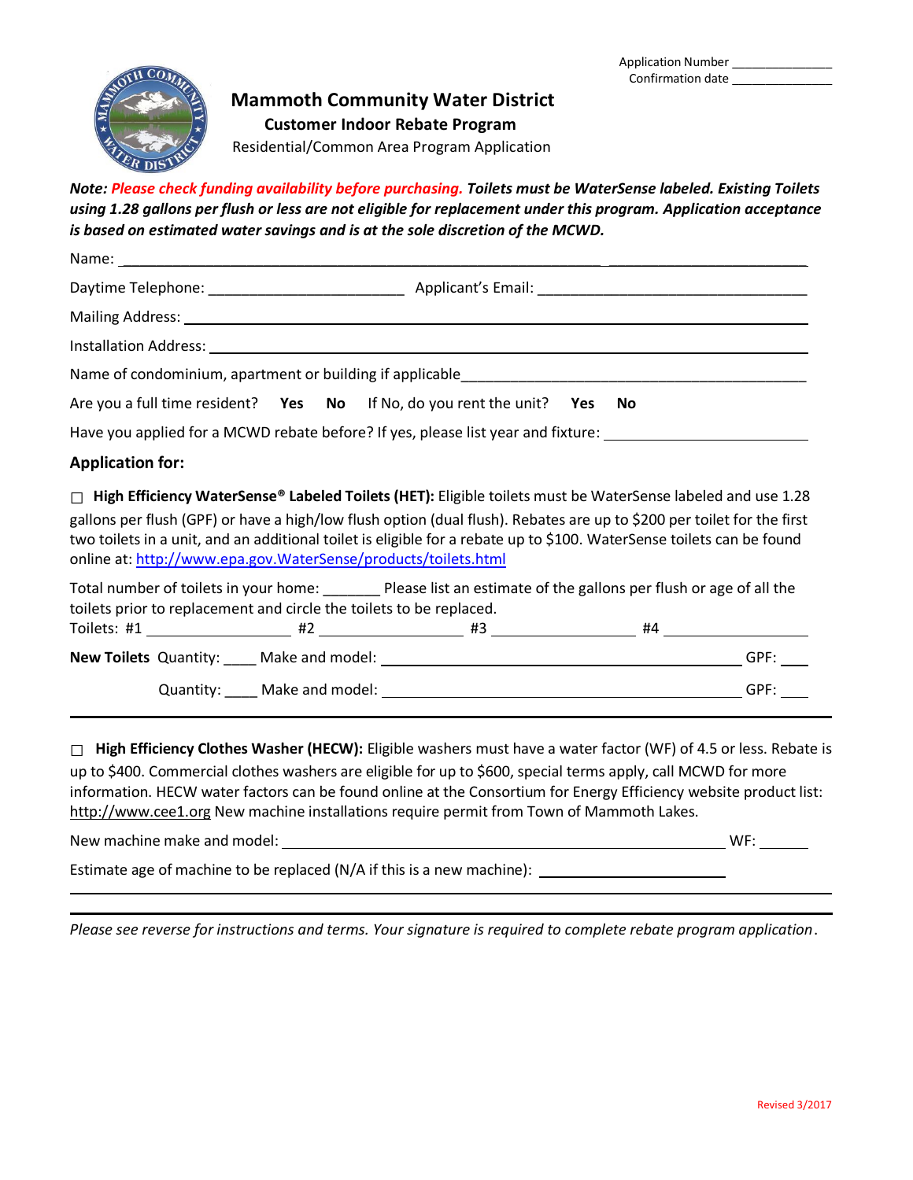Application Number _______________
Confirmation date _______________

# Mammoth Community Water District

## Customer Indoor Rebate Program

Residential/Common Area Program Application

***Note:** Please check funding availability before purchasing. **Toilets must be WaterSense labeled. Existing Toilets using 1.28 gallons per flush or less are not eligible for replacement under this program. Application acceptance is based on estimated water savings and is at the sole discretion of the MCWD.***

Name: ____________________________________________________________ ________________________

Daytime Telephone: ________________________ Applicant's Email: _________________________________

Mailing Address: ____________________________________________________________________________

Installation Address: _________________________________________________________________________

Name of condominium, apartment or building if applicable___________________________________________

Are you a full time resident? **Yes** **No** If No, do you rent the unit? **Yes** **No**

Have you applied for a MCWD rebate before? If yes, please list year and fixture: _________________________

### Application for:

☐ **High Efficiency WaterSense® Labeled Toilets (HET):** Eligible toilets must be WaterSense labeled and use 1.28 gallons per flush (GPF) or have a high/low flush option (dual flush). Rebates are up to $200 per toilet for the first two toilets in a unit, and an additional toilet is eligible for a rebate up to $100. WaterSense toilets can be found online at: http://www.epa.gov.WaterSense/products/toilets.html

Total number of toilets in your home: _______ Please list an estimate of the gallons per flush or age of all the toilets prior to replacement and circle the toilets to be replaced.

Toilets: #1 _________________ #2 _________________ #3 _________________ #4 _________________

**New Toilets** Quantity: ____ Make and model: ____________________________________________ GPF: ____

Quantity: ____ Make and model: ____________________________________________ GPF: ____

---

☐ **High Efficiency Clothes Washer (HECW):** Eligible washers must have a water factor (WF) of 4.5 or less. Rebate is up to $400. Commercial clothes washers are eligible for up to $600, special terms apply, call MCWD for more information. HECW water factors can be found online at the Consortium for Energy Efficiency website product list: http://www.cee1.org New machine installations require permit from Town of Mammoth Lakes.

New machine make and model: _____________________________________________________ WF: ______

Estimate age of machine to be replaced (N/A if this is a new machine): ______________________

---

*Please see reverse for instructions and terms. Your signature is required to complete rebate program application.*

Revised 3/2017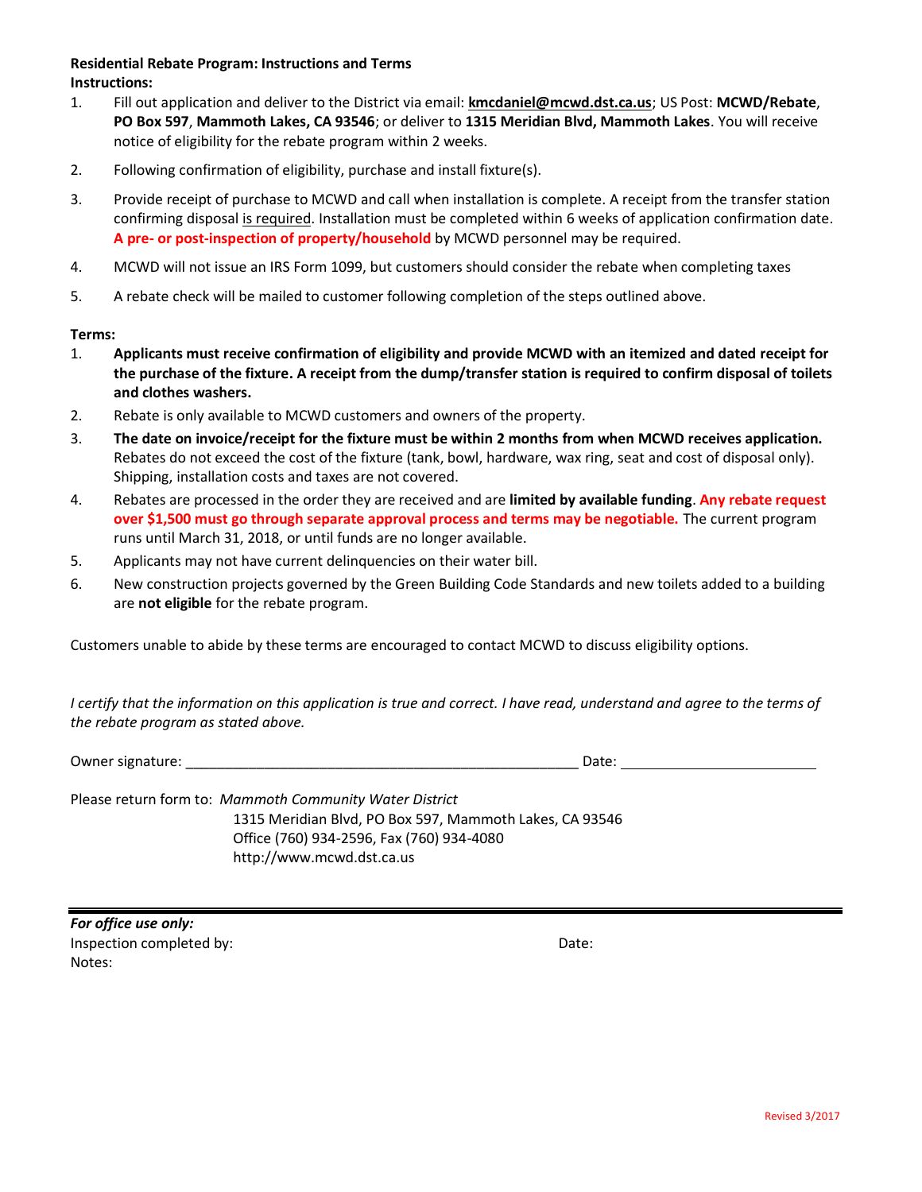**Residential Rebate Program: Instructions and Terms**

**Instructions:**

1. Fill out application and deliver to the District via email: **kmcdaniel@mcwd.dst.ca.us**; US Post: **MCWD/Rebate**, **PO Box 597**, **Mammoth Lakes, CA 93546**; or deliver to **1315 Meridian Blvd, Mammoth Lakes**. You will receive notice of eligibility for the rebate program within 2 weeks.
2. Following confirmation of eligibility, purchase and install fixture(s).
3. Provide receipt of purchase to MCWD and call when installation is complete. A receipt from the transfer station confirming disposal is required. Installation must be completed within 6 weeks of application confirmation date. **A pre- or post-inspection of property/household** by MCWD personnel may be required.
4. MCWD will not issue an IRS Form 1099, but customers should consider the rebate when completing taxes
5. A rebate check will be mailed to customer following completion of the steps outlined above.

**Terms:**

1. **Applicants must receive confirmation of eligibility and provide MCWD with an itemized and dated receipt for the purchase of the fixture. A receipt from the dump/transfer station is required to confirm disposal of toilets and clothes washers.**
2. Rebate is only available to MCWD customers and owners of the property.
3. **The date on invoice/receipt for the fixture must be within 2 months from when MCWD receives application.** Rebates do not exceed the cost of the fixture (tank, bowl, hardware, wax ring, seat and cost of disposal only). Shipping, installation costs and taxes are not covered.
4. Rebates are processed in the order they are received and are **limited by available funding**. **Any rebate request over $1,500 must go through separate approval process and terms may be negotiable.** The current program runs until March 31, 2018, or until funds are no longer available.
5. Applicants may not have current delinquencies on their water bill.
6. New construction projects governed by the Green Building Code Standards and new toilets added to a building are **not eligible** for the rebate program.

Customers unable to abide by these terms are encouraged to contact MCWD to discuss eligibility options.

*I certify that the information on this application is true and correct. I have read, understand and agree to the terms of the rebate program as stated above.*

Owner signature: ______________________________ Date: ________________

Please return form to: *Mammoth Community Water District*
1315 Meridian Blvd, PO Box 597, Mammoth Lakes, CA 93546
Office (760) 934-2596, Fax (760) 934-4080
http://www.mcwd.dst.ca.us

---

***For office use only:***

Inspection completed by: Date:

Notes:

Revised 3/2017